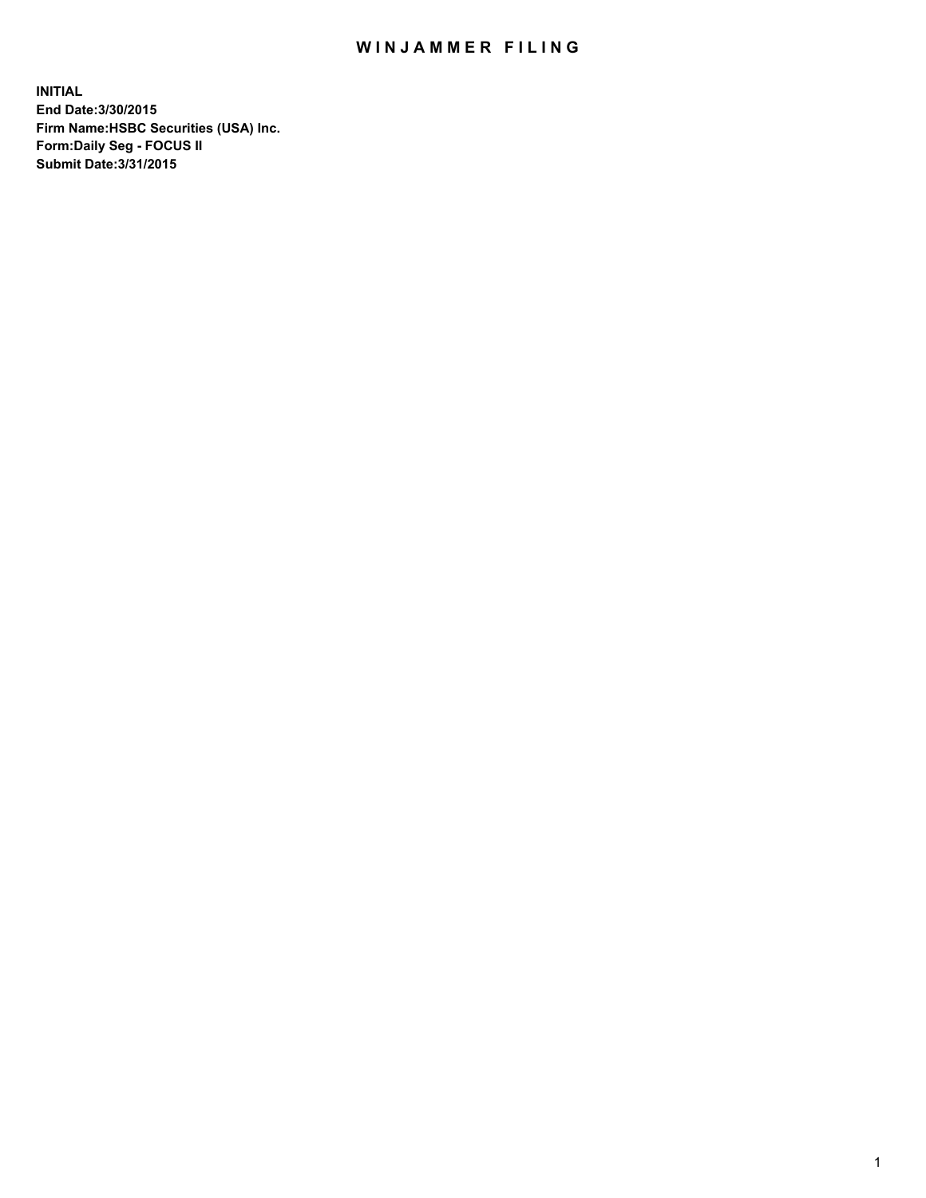# WINJAMMER FILING

**INITIAL**
**End Date:3/30/2015**
**Firm Name:HSBC Securities (USA) Inc.**
**Form:Daily Seg - FOCUS II**
**Submit Date:3/31/2015**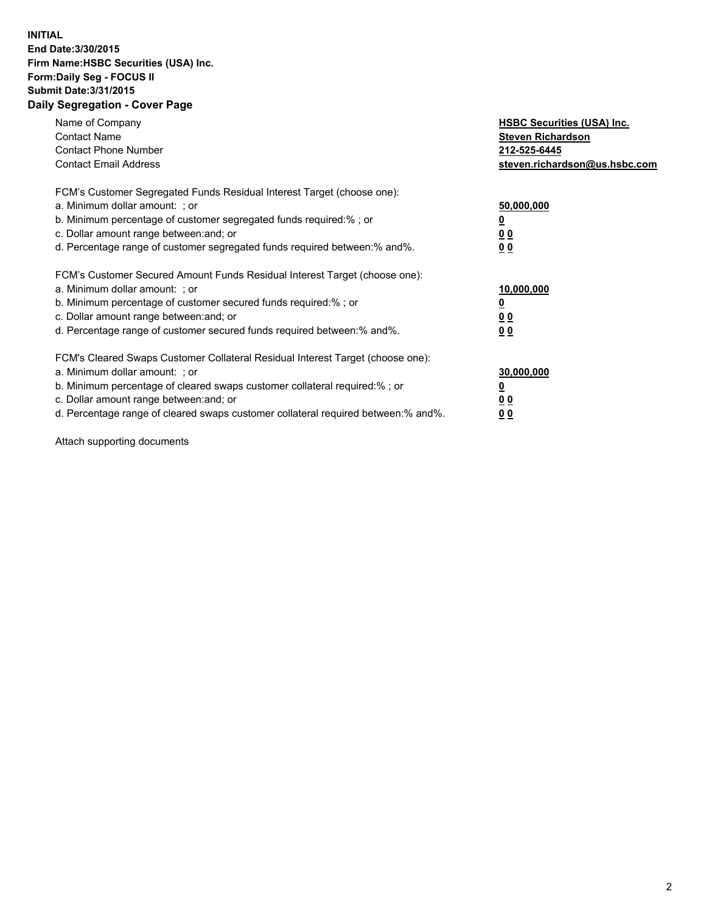**INITIAL**
**End Date:3/30/2015**
**Firm Name:HSBC Securities (USA) Inc.**
**Form:Daily Seg - FOCUS II**
**Submit Date:3/31/2015**

## Daily Segregation - Cover Page

| | |
|---|---|
| Name of Company | **HSBC Securities (USA) Inc.** |
| Contact Name | **Steven Richardson** |
| Contact Phone Number | **212-525-6445** |
| Contact Email Address | **steven.richardson@us.hsbc.com** |

FCM's Customer Segregated Funds Residual Interest Target (choose one):

| | |
|---|---|
| a. Minimum dollar amount: ; or | **50,000,000** |
| b. Minimum percentage of customer segregated funds required:% ; or | **0** |
| c. Dollar amount range between:and; or | **0 0** |
| d. Percentage range of customer segregated funds required between:% and%. | **0 0** |

FCM's Customer Secured Amount Funds Residual Interest Target (choose one):

| | |
|---|---|
| a. Minimum dollar amount: ; or | **10,000,000** |
| b. Minimum percentage of customer secured funds required:% ; or | **0** |
| c. Dollar amount range between:and; or | **0 0** |
| d. Percentage range of customer secured funds required between:% and%. | **0 0** |

FCM's Cleared Swaps Customer Collateral Residual Interest Target (choose one):

| | |
|---|---|
| a. Minimum dollar amount: ; or | **30,000,000** |
| b. Minimum percentage of cleared swaps customer collateral required:% ; or | **0** |
| c. Dollar amount range between:and; or | **0 0** |
| d. Percentage range of cleared swaps customer collateral required between:% and%. | **0 0** |

Attach supporting documents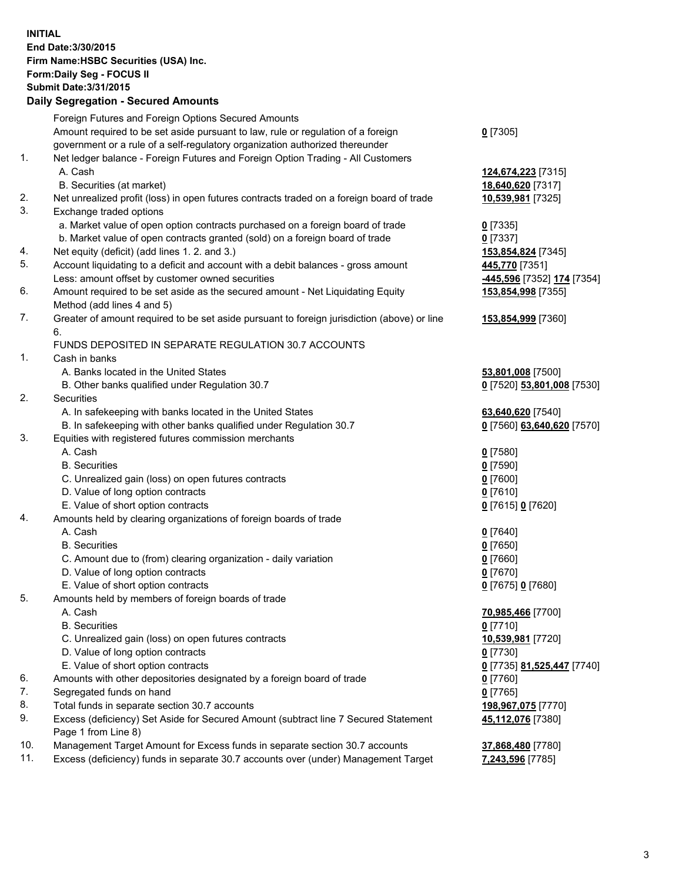**INITIAL**
**End Date:3/30/2015**
**Firm Name:HSBC Securities (USA) Inc.**
**Form:Daily Seg - FOCUS II**
**Submit Date:3/31/2015**

## Daily Segregation - Secured Amounts

| | | |
|---|---|---|
| | Foreign Futures and Foreign Options Secured Amounts | |
| | Amount required to be set aside pursuant to law, rule or regulation of a foreign government or a rule of a self-regulatory organization authorized thereunder | **0** [7305] |
| 1. | Net ledger balance - Foreign Futures and Foreign Option Trading - All Customers | |
| | A. Cash | **124,674,223** [7315] |
| | B. Securities (at market) | **18,640,620** [7317] |
| 2. | Net unrealized profit (loss) in open futures contracts traded on a foreign board of trade | **10,539,981** [7325] |
| 3. | Exchange traded options | |
| | a. Market value of open option contracts purchased on a foreign board of trade | **0** [7335] |
| | b. Market value of open contracts granted (sold) on a foreign board of trade | **0** [7337] |
| 4. | Net equity (deficit) (add lines 1. 2. and 3.) | **153,854,824** [7345] |
| 5. | Account liquidating to a deficit and account with a debit balances - gross amount | **445,770** [7351] |
| | Less: amount offset by customer owned securities | **-445,596** [7352] **174** [7354] |
| 6. | Amount required to be set aside as the secured amount - Net Liquidating Equity Method (add lines 4 and 5) | **153,854,998** [7355] |
| 7. | Greater of amount required to be set aside pursuant to foreign jurisdiction (above) or line 6. | **153,854,999** [7360] |
| | FUNDS DEPOSITED IN SEPARATE REGULATION 30.7 ACCOUNTS | |
| 1. | Cash in banks | |
| | A. Banks located in the United States | **53,801,008** [7500] |
| | B. Other banks qualified under Regulation 30.7 | **0** [7520] **53,801,008** [7530] |
| 2. | Securities | |
| | A. In safekeeping with banks located in the United States | **63,640,620** [7540] |
| | B. In safekeeping with other banks qualified under Regulation 30.7 | **0** [7560] **63,640,620** [7570] |
| 3. | Equities with registered futures commission merchants | |
| | A. Cash | **0** [7580] |
| | B. Securities | **0** [7590] |
| | C. Unrealized gain (loss) on open futures contracts | **0** [7600] |
| | D. Value of long option contracts | **0** [7610] |
| | E. Value of short option contracts | **0** [7615] **0** [7620] |
| 4. | Amounts held by clearing organizations of foreign boards of trade | |
| | A. Cash | **0** [7640] |
| | B. Securities | **0** [7650] |
| | C. Amount due to (from) clearing organization - daily variation | **0** [7660] |
| | D. Value of long option contracts | **0** [7670] |
| | E. Value of short option contracts | **0** [7675] **0** [7680] |
| 5. | Amounts held by members of foreign boards of trade | |
| | A. Cash | **70,985,466** [7700] |
| | B. Securities | **0** [7710] |
| | C. Unrealized gain (loss) on open futures contracts | **10,539,981** [7720] |
| | D. Value of long option contracts | **0** [7730] |
| | E. Value of short option contracts | **0** [7735] **81,525,447** [7740] |
| 6. | Amounts with other depositories designated by a foreign board of trade | **0** [7760] |
| 7. | Segregated funds on hand | **0** [7765] |
| 8. | Total funds in separate section 30.7 accounts | **198,967,075** [7770] |
| 9. | Excess (deficiency) Set Aside for Secured Amount (subtract line 7 Secured Statement Page 1 from Line 8) | **45,112,076** [7380] |
| 10. | Management Target Amount for Excess funds in separate section 30.7 accounts | **37,868,480** [7780] |
| 11. | Excess (deficiency) funds in separate 30.7 accounts over (under) Management Target | **7,243,596** [7785] |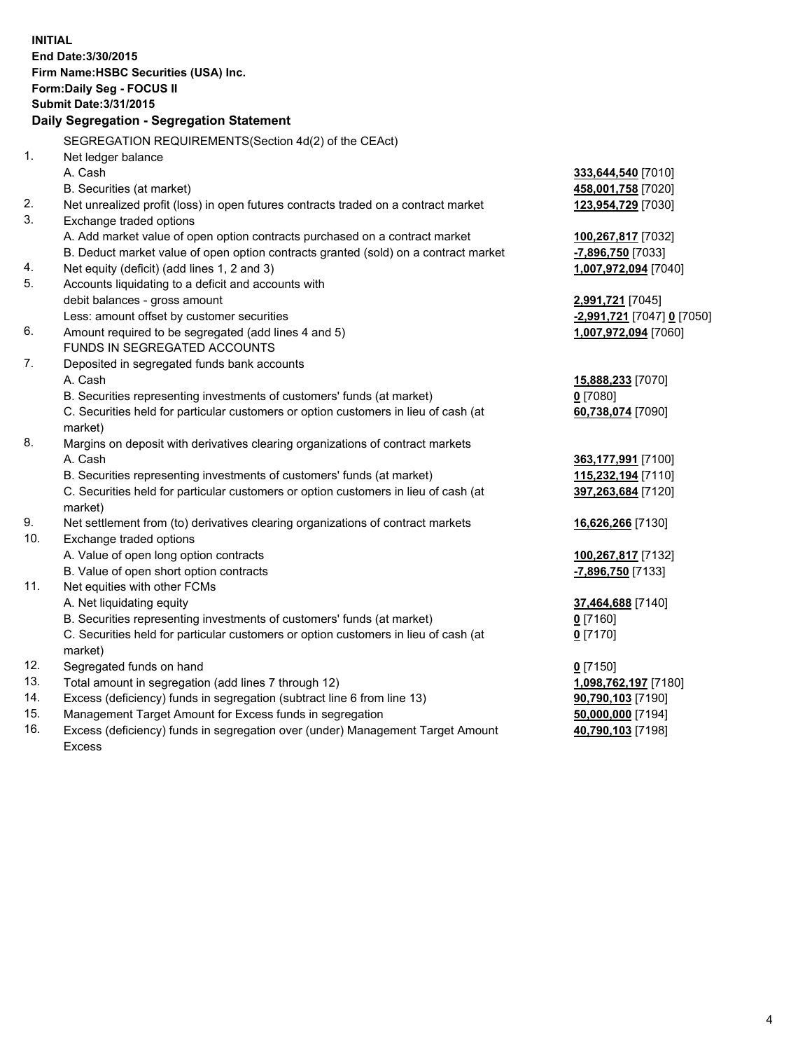**INITIAL**
**End Date:3/30/2015**
**Firm Name:HSBC Securities (USA) Inc.**
**Form:Daily Seg - FOCUS II**
**Submit Date:3/31/2015**

## Daily Segregation - Segregation Statement

| | | |
|---|---|---|
| | SEGREGATION REQUIREMENTS(Section 4d(2) of the CEAct) | |
| 1. | Net ledger balance | |
| | A. Cash | **333,644,540** [7010] |
| | B. Securities (at market) | **458,001,758** [7020] |
| 2. | Net unrealized profit (loss) in open futures contracts traded on a contract market | **123,954,729** [7030] |
| 3. | Exchange traded options | |
| | A. Add market value of open option contracts purchased on a contract market | **100,267,817** [7032] |
| | B. Deduct market value of open option contracts granted (sold) on a contract market | **-7,896,750** [7033] |
| 4. | Net equity (deficit) (add lines 1, 2 and 3) | **1,007,972,094** [7040] |
| 5. | Accounts liquidating to a deficit and accounts with | |
| | debit balances - gross amount | **2,991,721** [7045] |
| | Less: amount offset by customer securities | **-2,991,721** [7047] **0** [7050] |
| 6. | Amount required to be segregated (add lines 4 and 5) | **1,007,972,094** [7060] |
| | FUNDS IN SEGREGATED ACCOUNTS | |
| 7. | Deposited in segregated funds bank accounts | |
| | A. Cash | **15,888,233** [7070] |
| | B. Securities representing investments of customers' funds (at market) | **0** [7080] |
| | C. Securities held for particular customers or option customers in lieu of cash (at market) | **60,738,074** [7090] |
| 8. | Margins on deposit with derivatives clearing organizations of contract markets | |
| | A. Cash | **363,177,991** [7100] |
| | B. Securities representing investments of customers' funds (at market) | **115,232,194** [7110] |
| | C. Securities held for particular customers or option customers in lieu of cash (at market) | **397,263,684** [7120] |
| 9. | Net settlement from (to) derivatives clearing organizations of contract markets | **16,626,266** [7130] |
| 10. | Exchange traded options | |
| | A. Value of open long option contracts | **100,267,817** [7132] |
| | B. Value of open short option contracts | **-7,896,750** [7133] |
| 11. | Net equities with other FCMs | |
| | A. Net liquidating equity | **37,464,688** [7140] |
| | B. Securities representing investments of customers' funds (at market) | **0** [7160] |
| | C. Securities held for particular customers or option customers in lieu of cash (at market) | **0** [7170] |
| 12. | Segregated funds on hand | **0** [7150] |
| 13. | Total amount in segregation (add lines 7 through 12) | **1,098,762,197** [7180] |
| 14. | Excess (deficiency) funds in segregation (subtract line 6 from line 13) | **90,790,103** [7190] |
| 15. | Management Target Amount for Excess funds in segregation | **50,000,000** [7194] |
| 16. | Excess (deficiency) funds in segregation over (under) Management Target Amount Excess | **40,790,103** [7198] |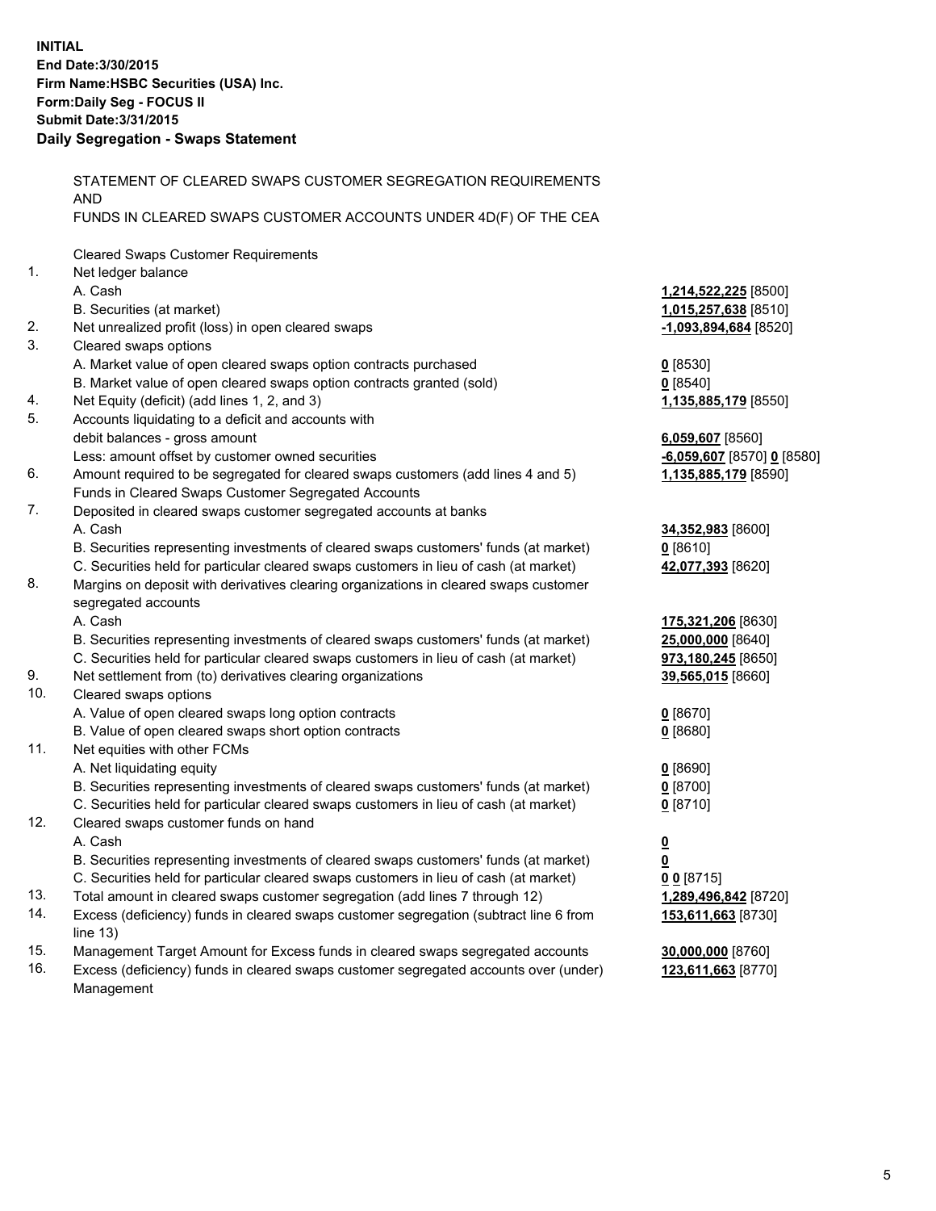**INITIAL**
**End Date:3/30/2015**
**Firm Name:HSBC Securities (USA) Inc.**
**Form:Daily Seg - FOCUS II**
**Submit Date:3/31/2015**
**Daily Segregation - Swaps Statement**

STATEMENT OF CLEARED SWAPS CUSTOMER SEGREGATION REQUIREMENTS AND FUNDS IN CLEARED SWAPS CUSTOMER ACCOUNTS UNDER 4D(F) OF THE CEA

| | | |
|---|---|---|
| | Cleared Swaps Customer Requirements | |
| 1. | Net ledger balance | |
| | A. Cash | **1,214,522,225** [8500] |
| | B. Securities (at market) | **1,015,257,638** [8510] |
| 2. | Net unrealized profit (loss) in open cleared swaps | **-1,093,894,684** [8520] |
| 3. | Cleared swaps options | |
| | A. Market value of open cleared swaps option contracts purchased | **0** [8530] |
| | B. Market value of open cleared swaps option contracts granted (sold) | **0** [8540] |
| 4. | Net Equity (deficit) (add lines 1, 2, and 3) | **1,135,885,179** [8550] |
| 5. | Accounts liquidating to a deficit and accounts with | |
| | debit balances - gross amount | **6,059,607** [8560] |
| | Less: amount offset by customer owned securities | **-6,059,607** [8570] **0** [8580] |
| 6. | Amount required to be segregated for cleared swaps customers (add lines 4 and 5) | **1,135,885,179** [8590] |
| | Funds in Cleared Swaps Customer Segregated Accounts | |
| 7. | Deposited in cleared swaps customer segregated accounts at banks | |
| | A. Cash | **34,352,983** [8600] |
| | B. Securities representing investments of cleared swaps customers' funds (at market) | **0** [8610] |
| | C. Securities held for particular cleared swaps customers in lieu of cash (at market) | **42,077,393** [8620] |
| 8. | Margins on deposit with derivatives clearing organizations in cleared swaps customer segregated accounts | |
| | A. Cash | **175,321,206** [8630] |
| | B. Securities representing investments of cleared swaps customers' funds (at market) | **25,000,000** [8640] |
| | C. Securities held for particular cleared swaps customers in lieu of cash (at market) | **973,180,245** [8650] |
| 9. | Net settlement from (to) derivatives clearing organizations | **39,565,015** [8660] |
| 10. | Cleared swaps options | |
| | A. Value of open cleared swaps long option contracts | **0** [8670] |
| | B. Value of open cleared swaps short option contracts | **0** [8680] |
| 11. | Net equities with other FCMs | |
| | A. Net liquidating equity | **0** [8690] |
| | B. Securities representing investments of cleared swaps customers' funds (at market) | **0** [8700] |
| | C. Securities held for particular cleared swaps customers in lieu of cash (at market) | **0** [8710] |
| 12. | Cleared swaps customer funds on hand | |
| | A. Cash | **0** |
| | B. Securities representing investments of cleared swaps customers' funds (at market) | **0** |
| | C. Securities held for particular cleared swaps customers in lieu of cash (at market) | **0** **0** [8715] |
| 13. | Total amount in cleared swaps customer segregation (add lines 7 through 12) | **1,289,496,842** [8720] |
| 14. | Excess (deficiency) funds in cleared swaps customer segregation (subtract line 6 from line 13) | **153,611,663** [8730] |
| 15. | Management Target Amount for Excess funds in cleared swaps segregated accounts | **30,000,000** [8760] |
| 16. | Excess (deficiency) funds in cleared swaps customer segregated accounts over (under) Management | **123,611,663** [8770] |